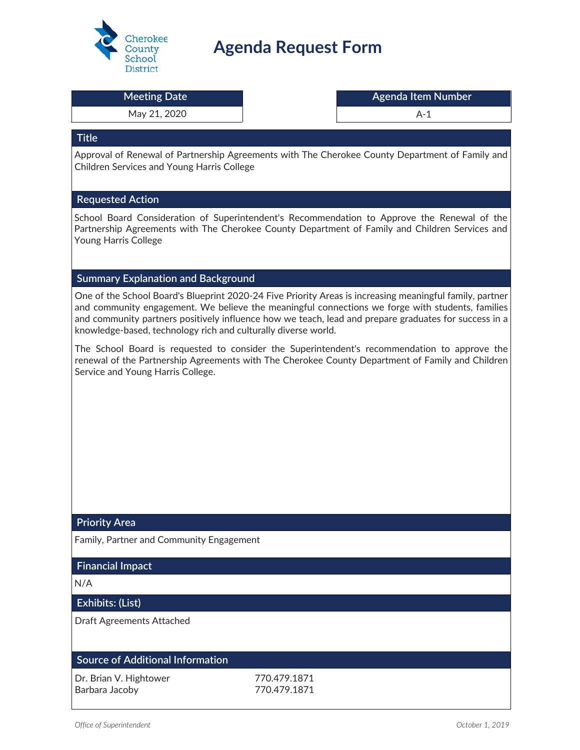Cherokee County School District

# Agenda Request Form

| Meeting Date | Agenda Item Number |
| --- | --- |
| May 21, 2020 | A-1 |

## Title

Approval of Renewal of Partnership Agreements with The Cherokee County Department of Family and Children Services and Young Harris College

## Requested Action

School Board Consideration of Superintendent's Recommendation to Approve the Renewal of the Partnership Agreements with The Cherokee County Department of Family and Children Services and Young Harris College

## Summary Explanation and Background

One of the School Board's Blueprint 2020-24 Five Priority Areas is increasing meaningful family, partner and community engagement. We believe the meaningful connections we forge with students, families and community partners positively influence how we teach, lead and prepare graduates for success in a knowledge-based, technology rich and culturally diverse world.

The School Board is requested to consider the Superintendent's recommendation to approve the renewal of the Partnership Agreements with The Cherokee County Department of Family and Children Service and Young Harris College.

## Priority Area

Family, Partner and Community Engagement

## Financial Impact

N/A

## Exhibits: (List)

Draft Agreements Attached

## Source of Additional Information

| | |
| --- | --- |
| Dr. Brian V. Hightower | 770.479.1871 |
| Barbara Jacoby | 770.479.1871 |

*Office of Superintendent* *October 1, 2019*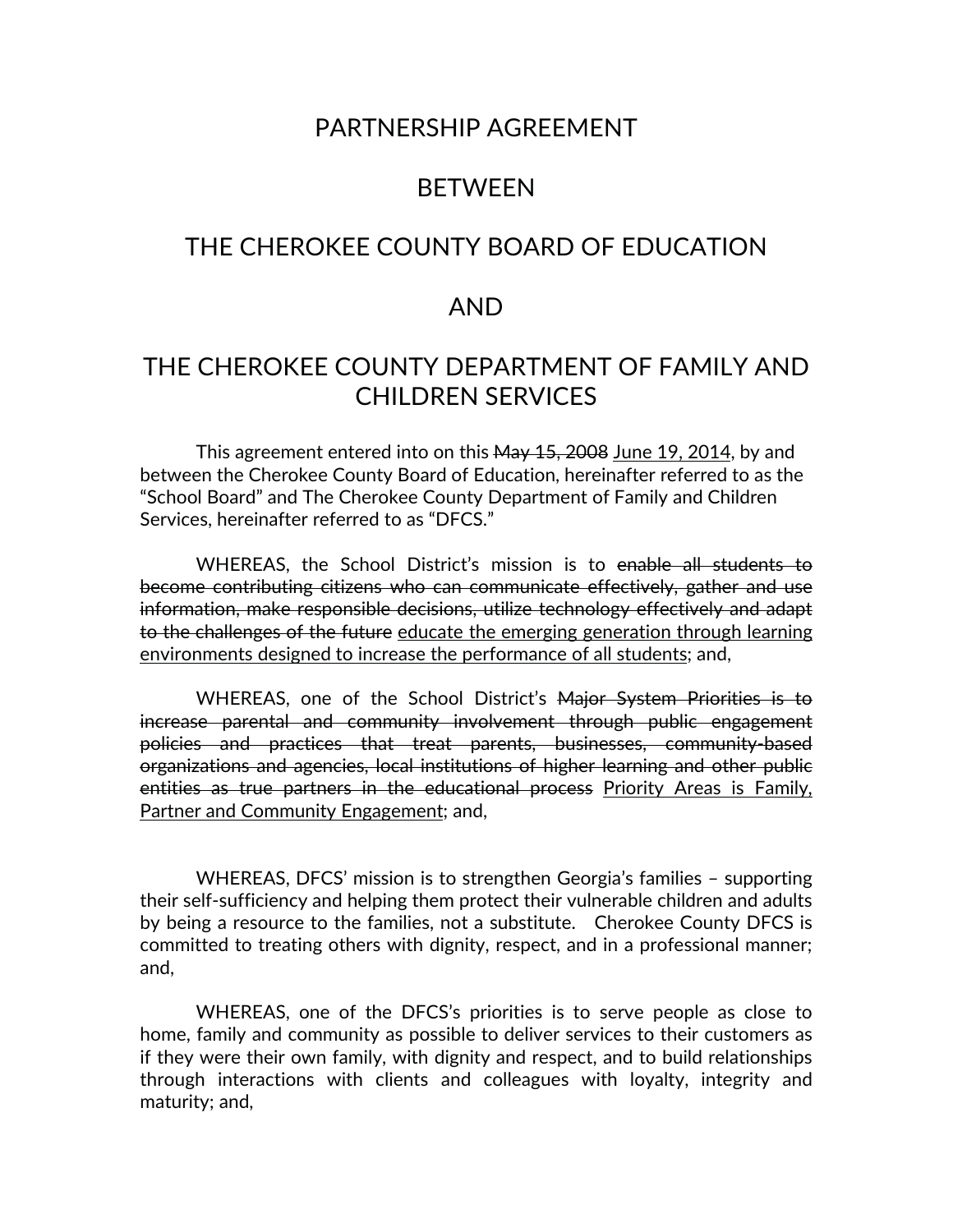# PARTNERSHIP AGREEMENT

# BETWEEN

# THE CHEROKEE COUNTY BOARD OF EDUCATION

# AND

# THE CHEROKEE COUNTY DEPARTMENT OF FAMILY AND CHILDREN SERVICES

This agreement entered into on this ~~May 15, 2008~~ <u>June 19, 2014</u>, by and between the Cherokee County Board of Education, hereinafter referred to as the "School Board" and The Cherokee County Department of Family and Children Services, hereinafter referred to as "DFCS."

WHEREAS, the School District's mission is to ~~enable all students to become contributing citizens who can communicate effectively, gather and use information, make responsible decisions, utilize technology effectively and adapt to the challenges of the future~~ <u>educate the emerging generation through learning environments designed to increase the performance of all students</u>; and,

WHEREAS, one of the School District's ~~Major System Priorities is to increase parental and community involvement through public engagement policies and practices that treat parents, businesses, community-based organizations and agencies, local institutions of higher learning and other public entities as true partners in the educational process~~ <u>Priority Areas is Family, Partner and Community Engagement</u>; and,

WHEREAS, DFCS' mission is to strengthen Georgia's families – supporting their self-sufficiency and helping them protect their vulnerable children and adults by being a resource to the families, not a substitute. Cherokee County DFCS is committed to treating others with dignity, respect, and in a professional manner; and,

WHEREAS, one of the DFCS's priorities is to serve people as close to home, family and community as possible to deliver services to their customers as if they were their own family, with dignity and respect, and to build relationships through interactions with clients and colleagues with loyalty, integrity and maturity; and,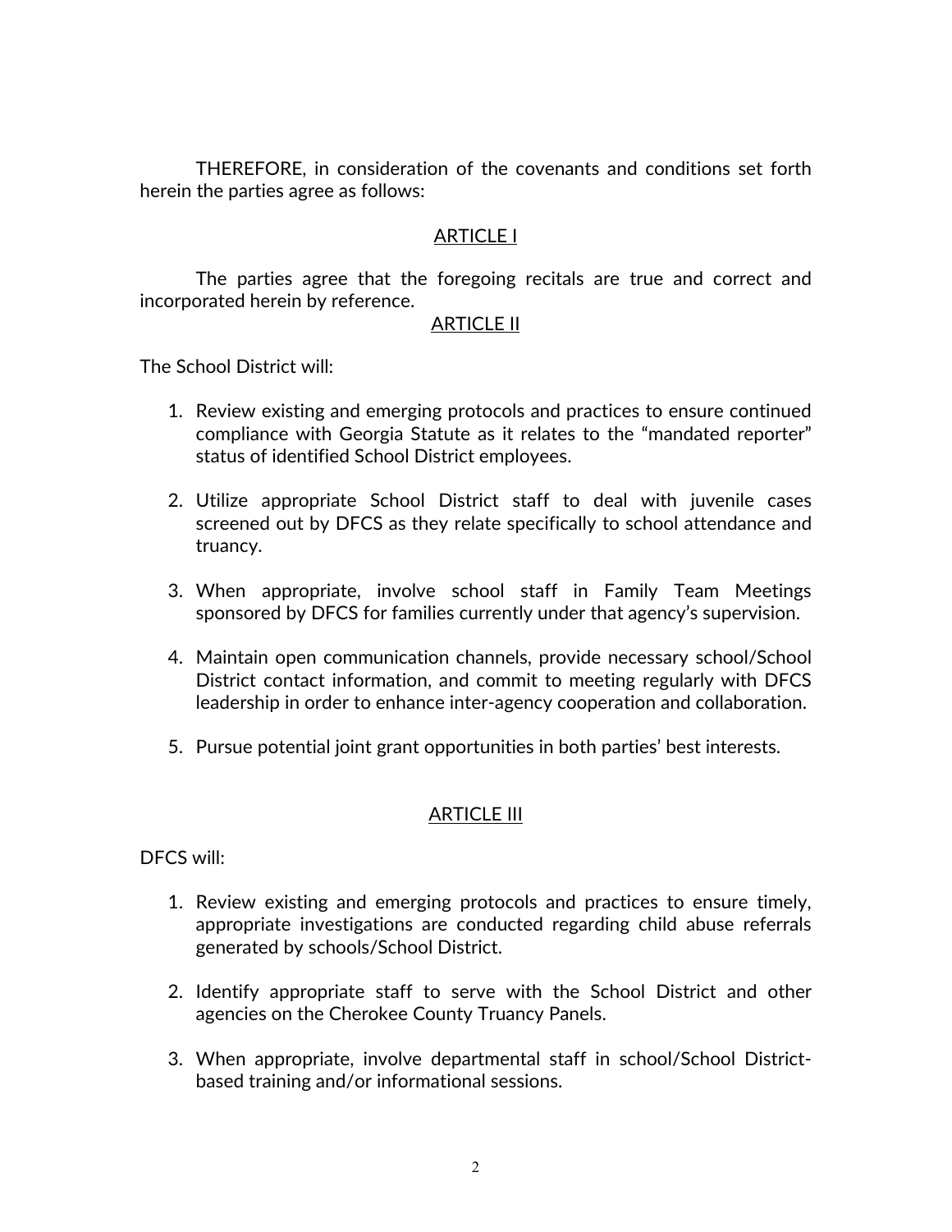THEREFORE, in consideration of the covenants and conditions set forth herein the parties agree as follows:

ARTICLE I

The parties agree that the foregoing recitals are true and correct and incorporated herein by reference.

ARTICLE II

The School District will:

1. Review existing and emerging protocols and practices to ensure continued compliance with Georgia Statute as it relates to the "mandated reporter" status of identified School District employees.

2. Utilize appropriate School District staff to deal with juvenile cases screened out by DFCS as they relate specifically to school attendance and truancy.

3. When appropriate, involve school staff in Family Team Meetings sponsored by DFCS for families currently under that agency's supervision.

4. Maintain open communication channels, provide necessary school/School District contact information, and commit to meeting regularly with DFCS leadership in order to enhance inter-agency cooperation and collaboration.

5. Pursue potential joint grant opportunities in both parties' best interests.

ARTICLE III

DFCS will:

1. Review existing and emerging protocols and practices to ensure timely, appropriate investigations are conducted regarding child abuse referrals generated by schools/School District.

2. Identify appropriate staff to serve with the School District and other agencies on the Cherokee County Truancy Panels.

3. When appropriate, involve departmental staff in school/School District-based training and/or informational sessions.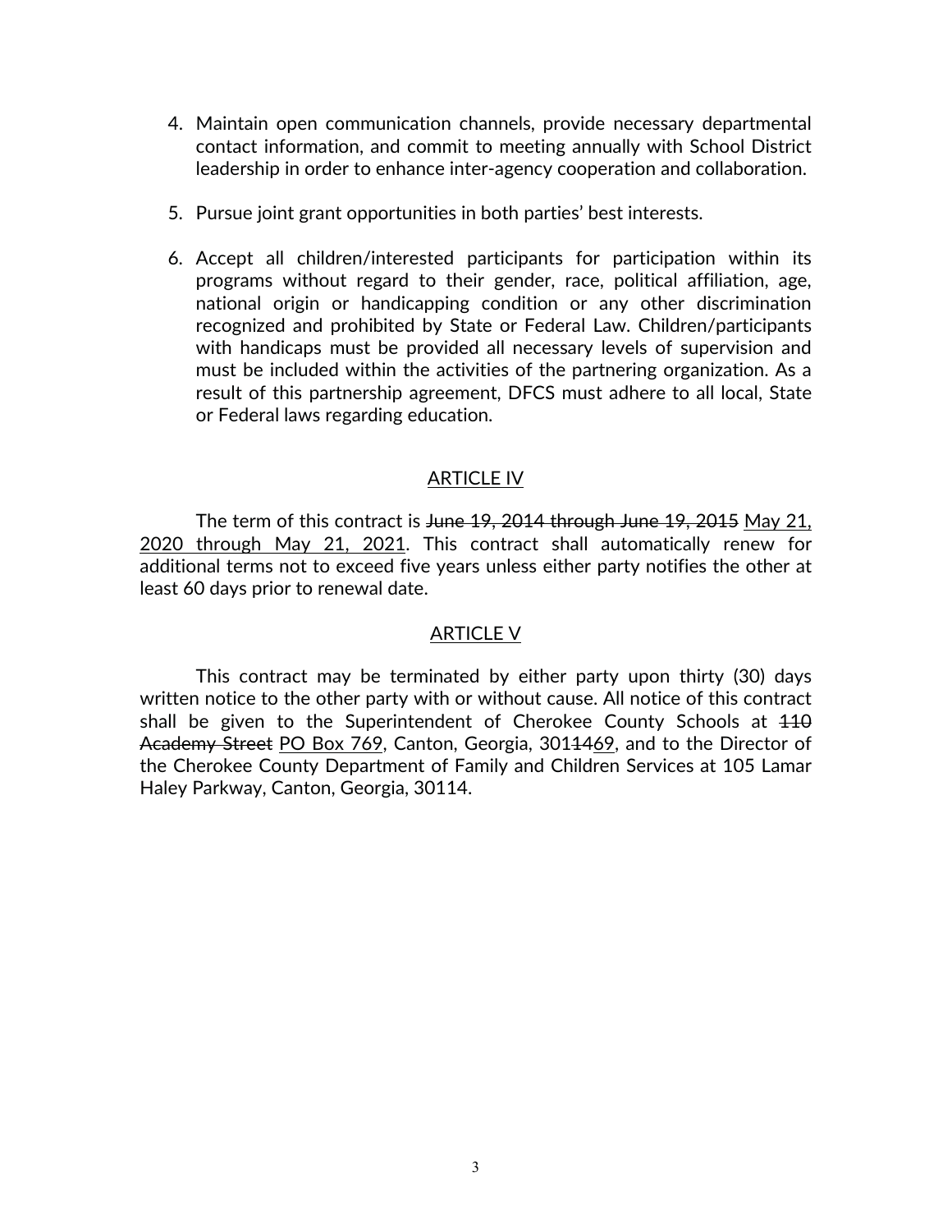4. Maintain open communication channels, provide necessary departmental contact information, and commit to meeting annually with School District leadership in order to enhance inter-agency cooperation and collaboration.

5. Pursue joint grant opportunities in both parties' best interests.

6. Accept all children/interested participants for participation within its programs without regard to their gender, race, political affiliation, age, national origin or handicapping condition or any other discrimination recognized and prohibited by State or Federal Law. Children/participants with handicaps must be provided all necessary levels of supervision and must be included within the activities of the partnering organization. As a result of this partnership agreement, DFCS must adhere to all local, State or Federal laws regarding education.

## ARTICLE IV

The term of this contract is ~~June 19, 2014 through June 19, 2015~~ <u>May 21, 2020 through May 21, 2021</u>. This contract shall automatically renew for additional terms not to exceed five years unless either party notifies the other at least 60 days prior to renewal date.

## ARTICLE V

This contract may be terminated by either party upon thirty (30) days written notice to the other party with or without cause. All notice of this contract shall be given to the Superintendent of Cherokee County Schools at ~~110 Academy Street~~ <u>PO Box 769</u>, Canton, Georgia, 301~~14~~<u>69</u>, and to the Director of the Cherokee County Department of Family and Children Services at 105 Lamar Haley Parkway, Canton, Georgia, 30114.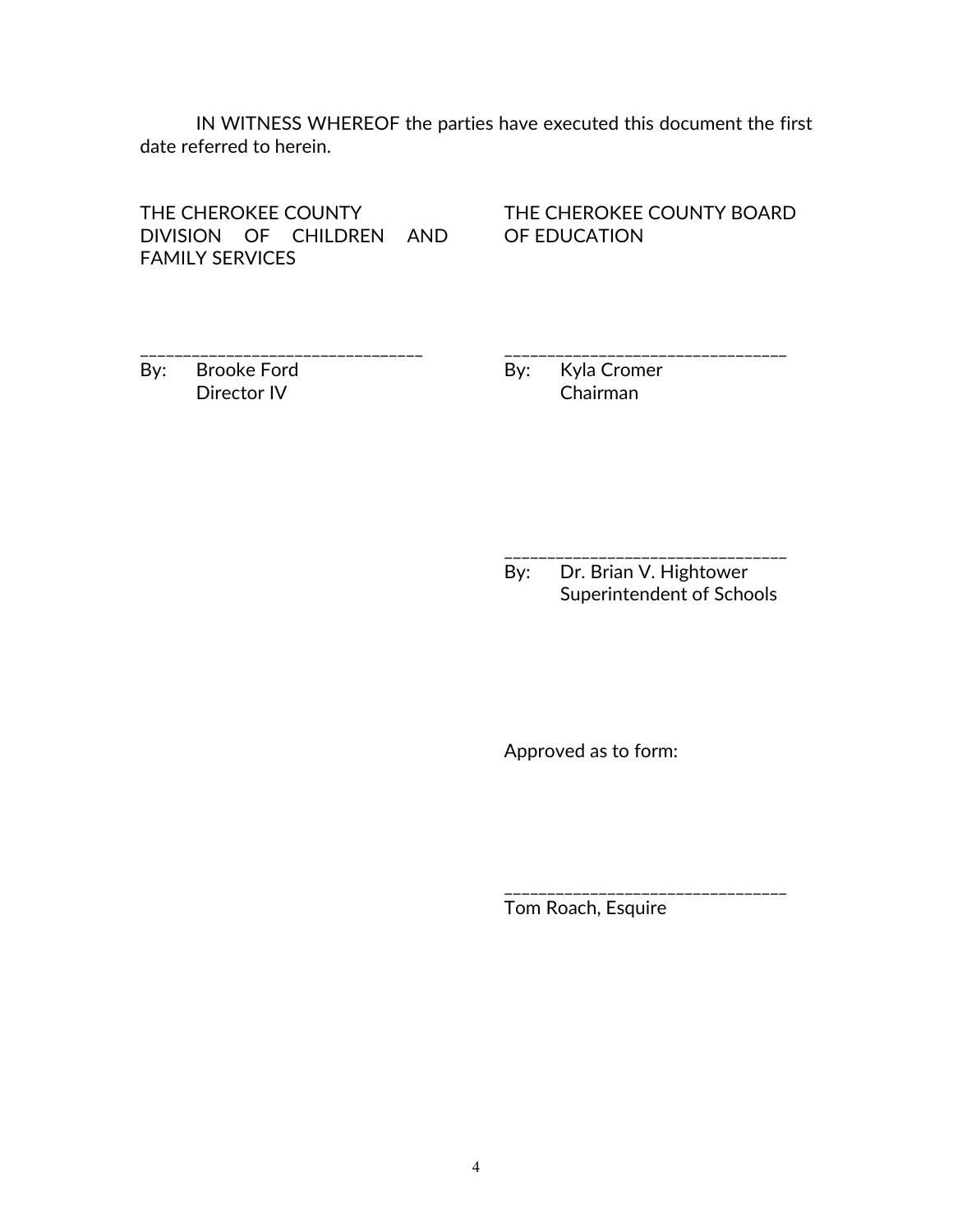IN WITNESS WHEREOF the parties have executed this document the first date referred to herein.

THE CHEROKEE COUNTY DIVISION OF CHILDREN AND FAMILY SERVICES

_________________________________
By: Brooke Ford
Director IV

THE CHEROKEE COUNTY BOARD OF EDUCATION

_________________________________
By: Kyla Cromer
Chairman

_________________________________
By: Dr. Brian V. Hightower
Superintendent of Schools

Approved as to form:

_________________________________
Tom Roach, Esquire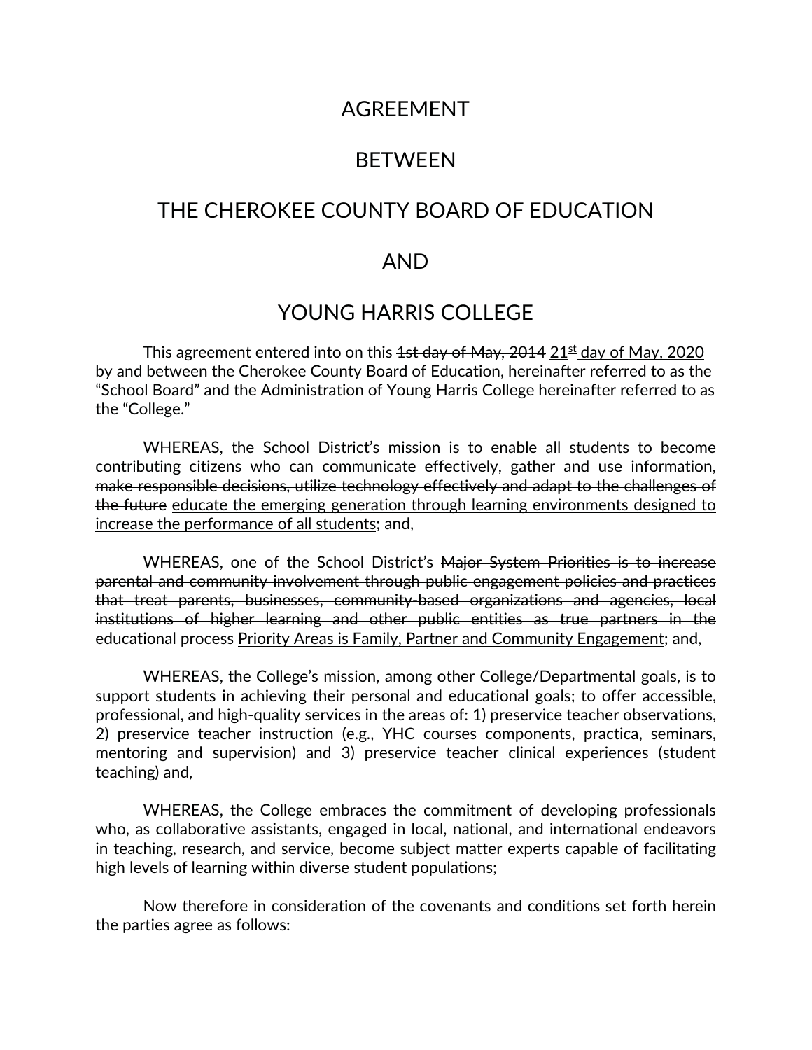# AGREEMENT

# BETWEEN

# THE CHEROKEE COUNTY BOARD OF EDUCATION

# AND

# YOUNG HARRIS COLLEGE

This agreement entered into on this ~~1st day of May, 2014~~ <u>21st day of May, 2020</u> by and between the Cherokee County Board of Education, hereinafter referred to as the "School Board" and the Administration of Young Harris College hereinafter referred to as the "College."

WHEREAS, the School District's mission is to ~~enable all students to become contributing citizens who can communicate effectively, gather and use information, make responsible decisions, utilize technology effectively and adapt to the challenges of the future~~ <u>educate the emerging generation through learning environments designed to increase the performance of all students</u>; and,

WHEREAS, one of the School District's ~~Major System Priorities is to increase parental and community involvement through public engagement policies and practices that treat parents, businesses, community-based organizations and agencies, local institutions of higher learning and other public entities as true partners in the educational process~~ <u>Priority Areas is Family, Partner and Community Engagement</u>; and,

WHEREAS, the College's mission, among other College/Departmental goals, is to support students in achieving their personal and educational goals; to offer accessible, professional, and high-quality services in the areas of: 1) preservice teacher observations, 2) preservice teacher instruction (e.g., YHC courses components, practica, seminars, mentoring and supervision) and 3) preservice teacher clinical experiences (student teaching) and,

WHEREAS, the College embraces the commitment of developing professionals who, as collaborative assistants, engaged in local, national, and international endeavors in teaching, research, and service, become subject matter experts capable of facilitating high levels of learning within diverse student populations;

Now therefore in consideration of the covenants and conditions set forth herein the parties agree as follows: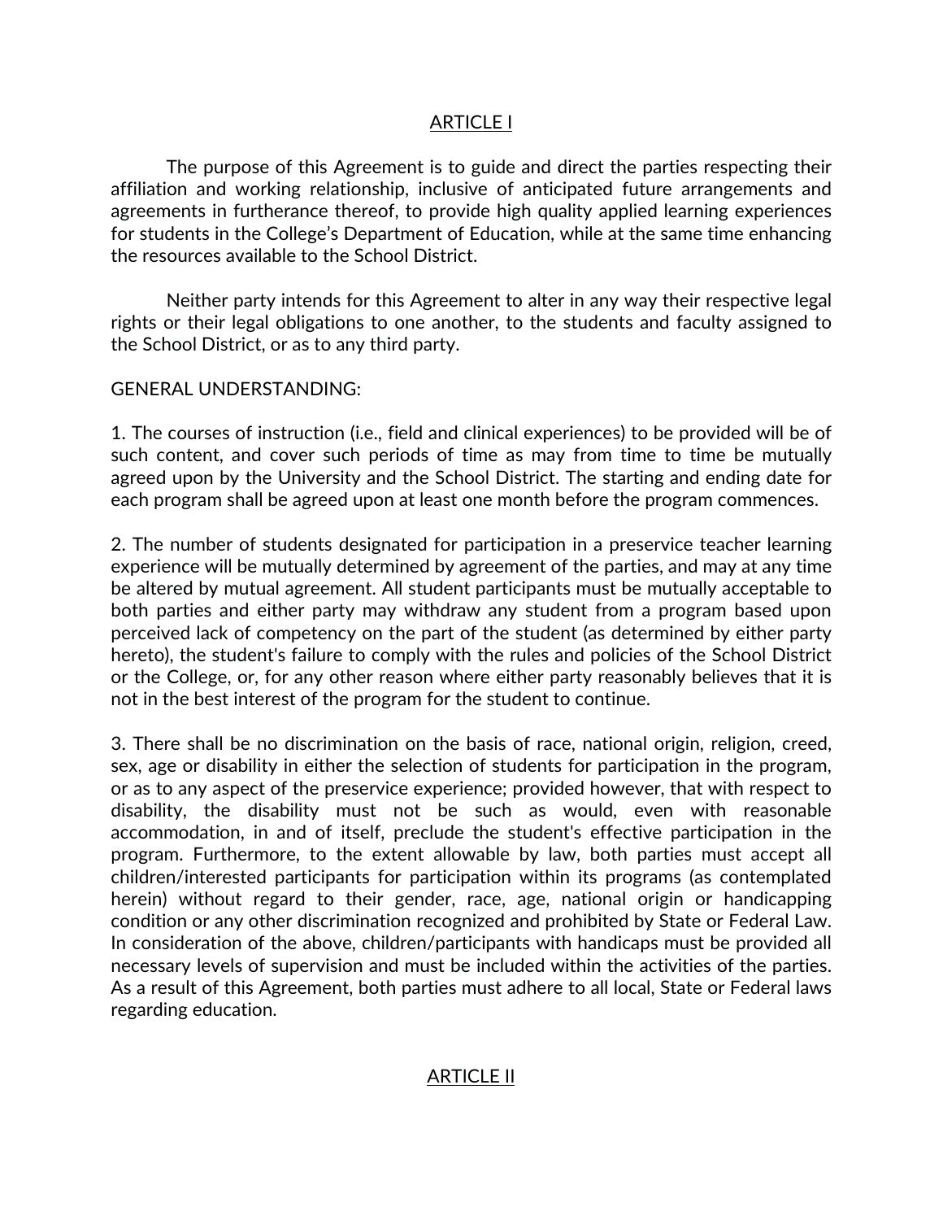## ARTICLE I

The purpose of this Agreement is to guide and direct the parties respecting their affiliation and working relationship, inclusive of anticipated future arrangements and agreements in furtherance thereof, to provide high quality applied learning experiences for students in the College's Department of Education, while at the same time enhancing the resources available to the School District.

Neither party intends for this Agreement to alter in any way their respective legal rights or their legal obligations to one another, to the students and faculty assigned to the School District, or as to any third party.

GENERAL UNDERSTANDING:

1. The courses of instruction (i.e., field and clinical experiences) to be provided will be of such content, and cover such periods of time as may from time to time be mutually agreed upon by the University and the School District. The starting and ending date for each program shall be agreed upon at least one month before the program commences.

2. The number of students designated for participation in a preservice teacher learning experience will be mutually determined by agreement of the parties, and may at any time be altered by mutual agreement. All student participants must be mutually acceptable to both parties and either party may withdraw any student from a program based upon perceived lack of competency on the part of the student (as determined by either party hereto), the student's failure to comply with the rules and policies of the School District or the College, or, for any other reason where either party reasonably believes that it is not in the best interest of the program for the student to continue.

3. There shall be no discrimination on the basis of race, national origin, religion, creed, sex, age or disability in either the selection of students for participation in the program, or as to any aspect of the preservice experience; provided however, that with respect to disability, the disability must not be such as would, even with reasonable accommodation, in and of itself, preclude the student's effective participation in the program. Furthermore, to the extent allowable by law, both parties must accept all children/interested participants for participation within its programs (as contemplated herein) without regard to their gender, race, age, national origin or handicapping condition or any other discrimination recognized and prohibited by State or Federal Law. In consideration of the above, children/participants with handicaps must be provided all necessary levels of supervision and must be included within the activities of the parties. As a result of this Agreement, both parties must adhere to all local, State or Federal laws regarding education.

## ARTICLE II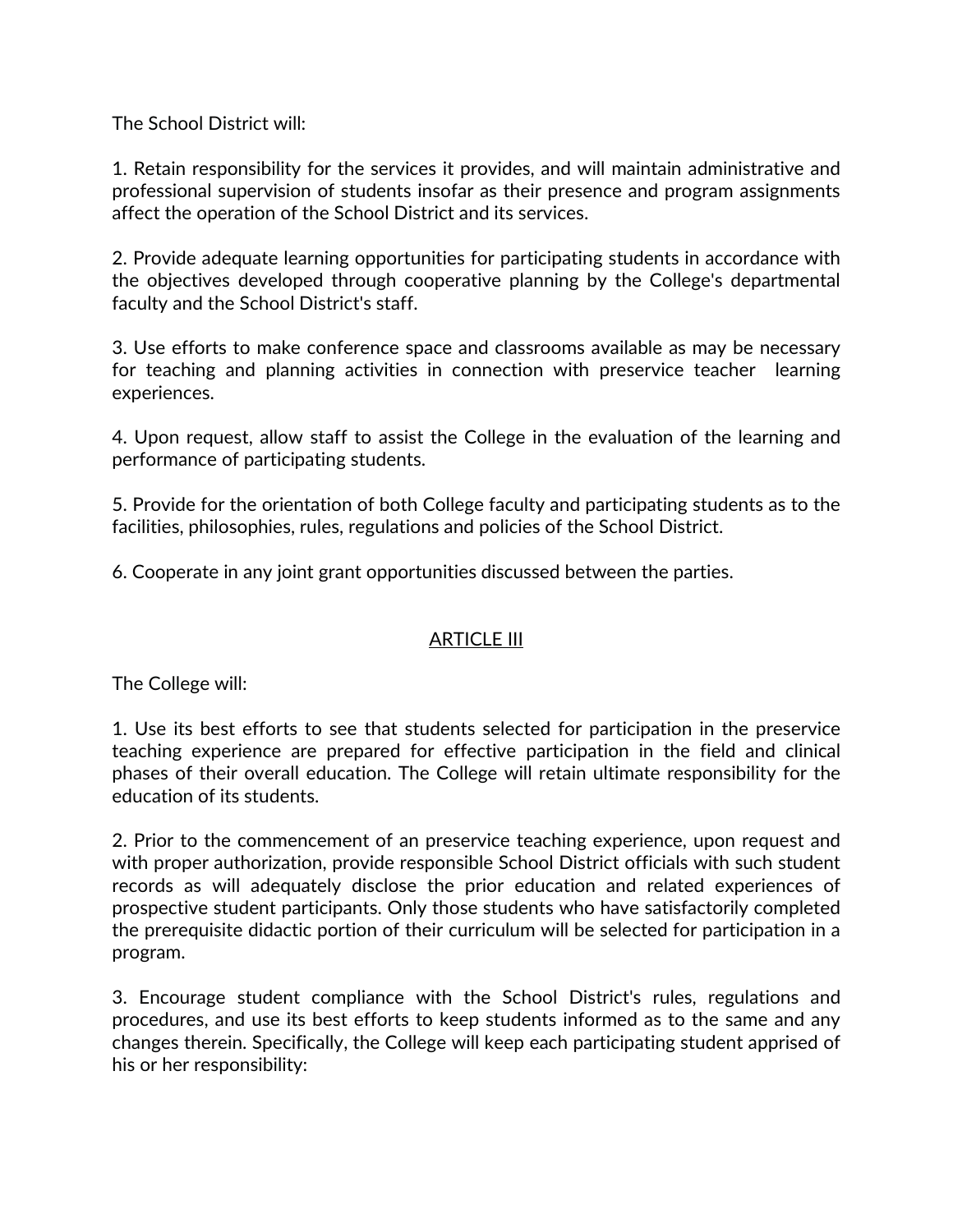The School District will:

1. Retain responsibility for the services it provides, and will maintain administrative and professional supervision of students insofar as their presence and program assignments affect the operation of the School District and its services.

2. Provide adequate learning opportunities for participating students in accordance with the objectives developed through cooperative planning by the College's departmental faculty and the School District's staff.

3. Use efforts to make conference space and classrooms available as may be necessary for teaching and planning activities in connection with preservice teacher learning experiences.

4. Upon request, allow staff to assist the College in the evaluation of the learning and performance of participating students.

5. Provide for the orientation of both College faculty and participating students as to the facilities, philosophies, rules, regulations and policies of the School District.

6. Cooperate in any joint grant opportunities discussed between the parties.

## ARTICLE III

The College will:

1. Use its best efforts to see that students selected for participation in the preservice teaching experience are prepared for effective participation in the field and clinical phases of their overall education. The College will retain ultimate responsibility for the education of its students.

2. Prior to the commencement of an preservice teaching experience, upon request and with proper authorization, provide responsible School District officials with such student records as will adequately disclose the prior education and related experiences of prospective student participants. Only those students who have satisfactorily completed the prerequisite didactic portion of their curriculum will be selected for participation in a program.

3. Encourage student compliance with the School District's rules, regulations and procedures, and use its best efforts to keep students informed as to the same and any changes therein. Specifically, the College will keep each participating student apprised of his or her responsibility: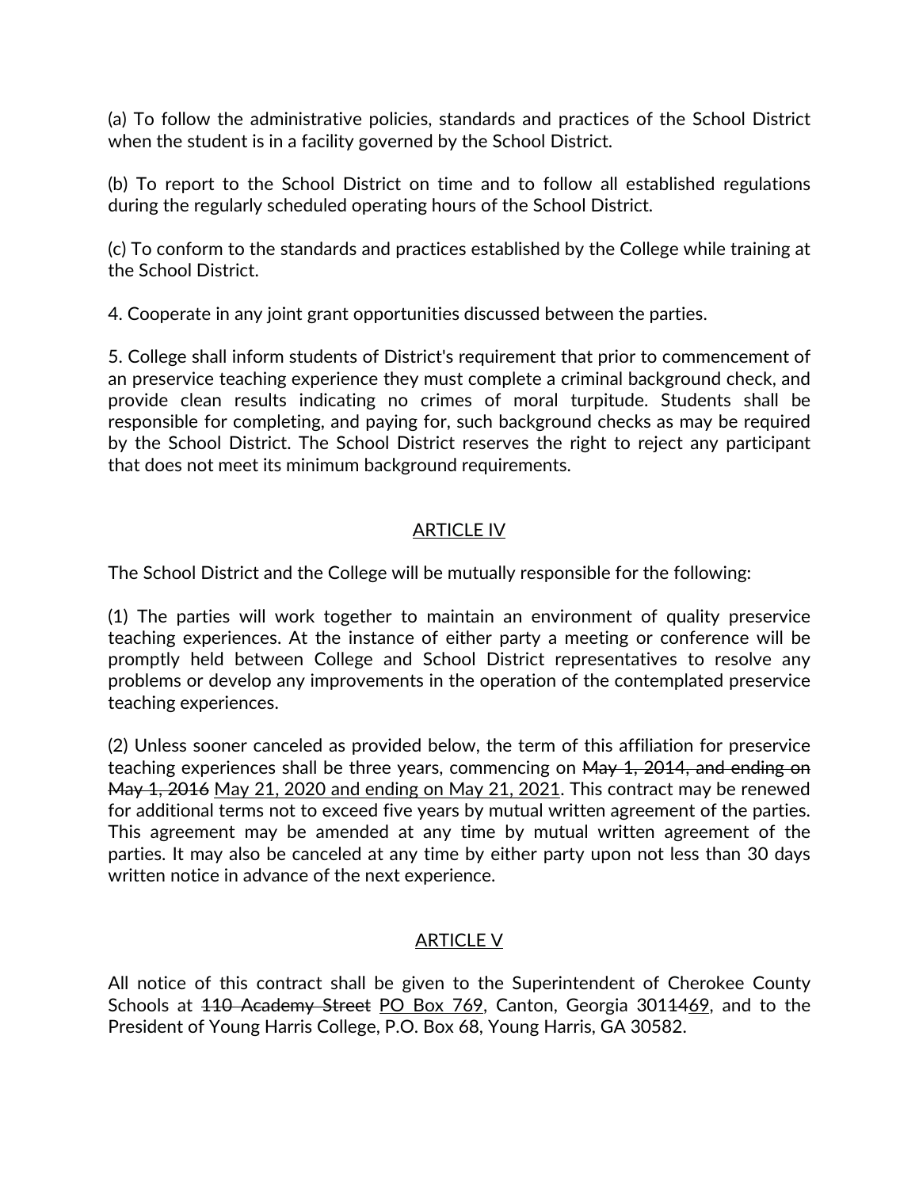(a) To follow the administrative policies, standards and practices of the School District when the student is in a facility governed by the School District.

(b) To report to the School District on time and to follow all established regulations during the regularly scheduled operating hours of the School District.

(c) To conform to the standards and practices established by the College while training at the School District.

4. Cooperate in any joint grant opportunities discussed between the parties.

5. College shall inform students of District's requirement that prior to commencement of an preservice teaching experience they must complete a criminal background check, and provide clean results indicating no crimes of moral turpitude. Students shall be responsible for completing, and paying for, such background checks as may be required by the School District. The School District reserves the right to reject any participant that does not meet its minimum background requirements.

## ARTICLE IV

The School District and the College will be mutually responsible for the following:

(1) The parties will work together to maintain an environment of quality preservice teaching experiences. At the instance of either party a meeting or conference will be promptly held between College and School District representatives to resolve any problems or develop any improvements in the operation of the contemplated preservice teaching experiences.

(2) Unless sooner canceled as provided below, the term of this affiliation for preservice teaching experiences shall be three years, commencing on ~~May 1, 2014, and ending on May 1, 2016~~ <u>May 21, 2020 and ending on May 21, 2021</u>. This contract may be renewed for additional terms not to exceed five years by mutual written agreement of the parties. This agreement may be amended at any time by mutual written agreement of the parties. It may also be canceled at any time by either party upon not less than 30 days written notice in advance of the next experience.

## ARTICLE V

All notice of this contract shall be given to the Superintendent of Cherokee County Schools at ~~110 Academy Street~~ <u>PO Box 769</u>, Canton, Georgia 301~~14~~<u>69</u>, and to the President of Young Harris College, P.O. Box 68, Young Harris, GA 30582.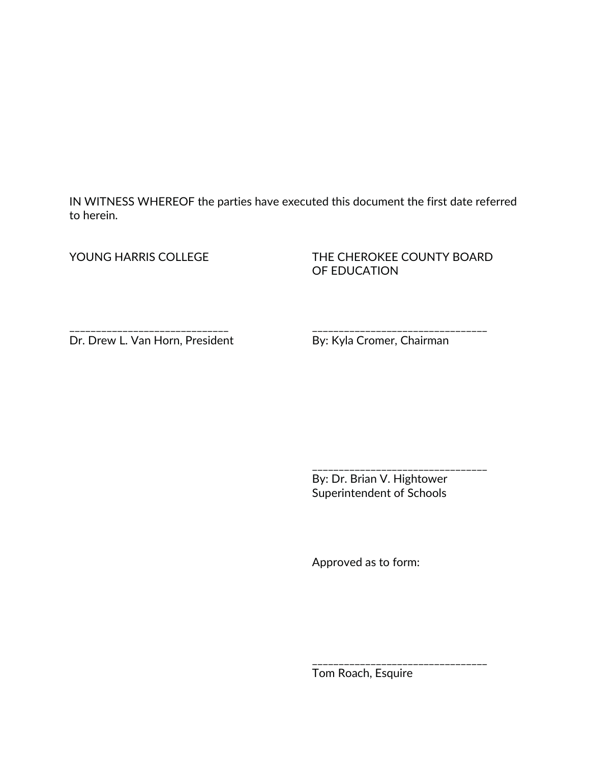IN WITNESS WHEREOF the parties have executed this document the first date referred to herein.

YOUNG HARRIS COLLEGE

_______________________________
Dr. Drew L. Van Horn, President

THE CHEROKEE COUNTY BOARD OF EDUCATION

___________________________________
By: Kyla Cromer, Chairman

___________________________________
By: Dr. Brian V. Hightower
Superintendent of Schools

Approved as to form:

___________________________________
Tom Roach, Esquire